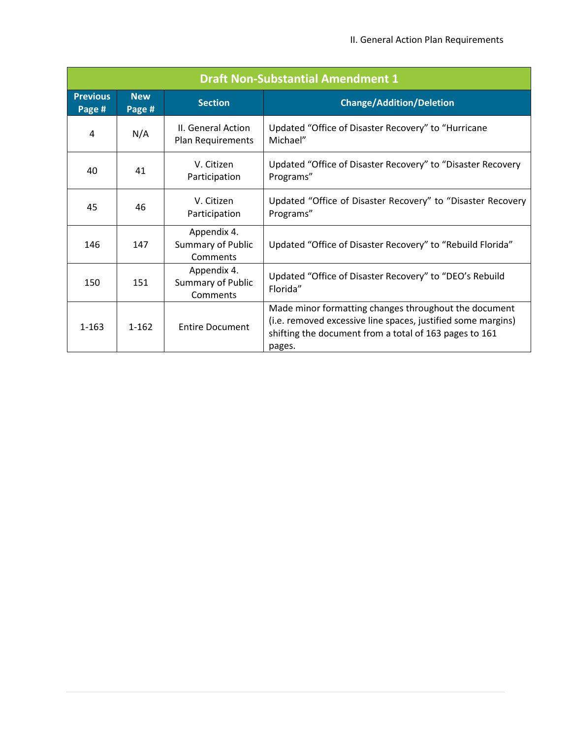| Draft Non-Substantial Amendment 1 | | | |
|---|---|---|---|
| **Previous Page #** | **New Page #** | **Section** | **Change/Addition/Deletion** |
| 4 | N/A | II. General Action Plan Requirements | Updated “Office of Disaster Recovery” to “Hurricane Michael” |
| 40 | 41 | V. Citizen Participation | Updated “Office of Disaster Recovery” to “Disaster Recovery Programs” |
| 45 | 46 | V. Citizen Participation | Updated “Office of Disaster Recovery” to “Disaster Recovery Programs” |
| 146 | 147 | Appendix 4. Summary of Public Comments | Updated “Office of Disaster Recovery” to “Rebuild Florida” |
| 150 | 151 | Appendix 4. Summary of Public Comments | Updated “Office of Disaster Recovery” to “DEO’s Rebuild Florida” |
| 1-163 | 1-162 | Entire Document | Made minor formatting changes throughout the document (i.e. removed excessive line spaces, justified some margins) shifting the document from a total of 163 pages to 161 pages. |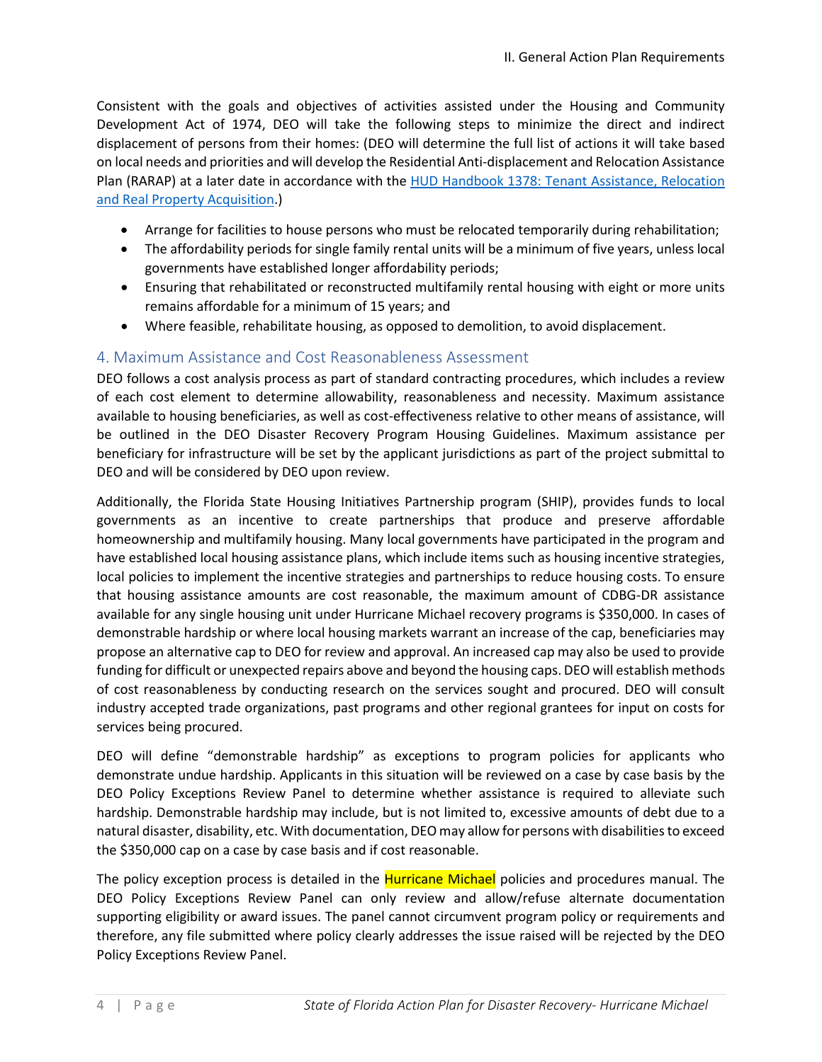Consistent with the goals and objectives of activities assisted under the Housing and Community Development Act of 1974, DEO will take the following steps to minimize the direct and indirect displacement of persons from their homes: (DEO will determine the full list of actions it will take based on local needs and priorities and will develop the Residential Anti-displacement and Relocation Assistance Plan (RARAP) at a later date in accordance with the [HUD Handbook 1378: Tenant Assistance, Relocation and Real Property Acquisition](#).)

- Arrange for facilities to house persons who must be relocated temporarily during rehabilitation;
- The affordability periods for single family rental units will be a minimum of five years, unless local governments have established longer affordability periods;
- Ensuring that rehabilitated or reconstructed multifamily rental housing with eight or more units remains affordable for a minimum of 15 years; and
- Where feasible, rehabilitate housing, as opposed to demolition, to avoid displacement.

### 4. Maximum Assistance and Cost Reasonableness Assessment

DEO follows a cost analysis process as part of standard contracting procedures, which includes a review of each cost element to determine allowability, reasonableness and necessity. Maximum assistance available to housing beneficiaries, as well as cost-effectiveness relative to other means of assistance, will be outlined in the DEO Disaster Recovery Program Housing Guidelines. Maximum assistance per beneficiary for infrastructure will be set by the applicant jurisdictions as part of the project submittal to DEO and will be considered by DEO upon review.

Additionally, the Florida State Housing Initiatives Partnership program (SHIP), provides funds to local governments as an incentive to create partnerships that produce and preserve affordable homeownership and multifamily housing. Many local governments have participated in the program and have established local housing assistance plans, which include items such as housing incentive strategies, local policies to implement the incentive strategies and partnerships to reduce housing costs. To ensure that housing assistance amounts are cost reasonable, the maximum amount of CDBG-DR assistance available for any single housing unit under Hurricane Michael recovery programs is $350,000. In cases of demonstrable hardship or where local housing markets warrant an increase of the cap, beneficiaries may propose an alternative cap to DEO for review and approval. An increased cap may also be used to provide funding for difficult or unexpected repairs above and beyond the housing caps. DEO will establish methods of cost reasonableness by conducting research on the services sought and procured. DEO will consult industry accepted trade organizations, past programs and other regional grantees for input on costs for services being procured.

DEO will define "demonstrable hardship" as exceptions to program policies for applicants who demonstrate undue hardship. Applicants in this situation will be reviewed on a case by case basis by the DEO Policy Exceptions Review Panel to determine whether assistance is required to alleviate such hardship. Demonstrable hardship may include, but is not limited to, excessive amounts of debt due to a natural disaster, disability, etc. With documentation, DEO may allow for persons with disabilities to exceed the $350,000 cap on a case by case basis and if cost reasonable.

The policy exception process is detailed in the Hurricane Michael policies and procedures manual. The DEO Policy Exceptions Review Panel can only review and allow/refuse alternate documentation supporting eligibility or award issues. The panel cannot circumvent program policy or requirements and therefore, any file submitted where policy clearly addresses the issue raised will be rejected by the DEO Policy Exceptions Review Panel.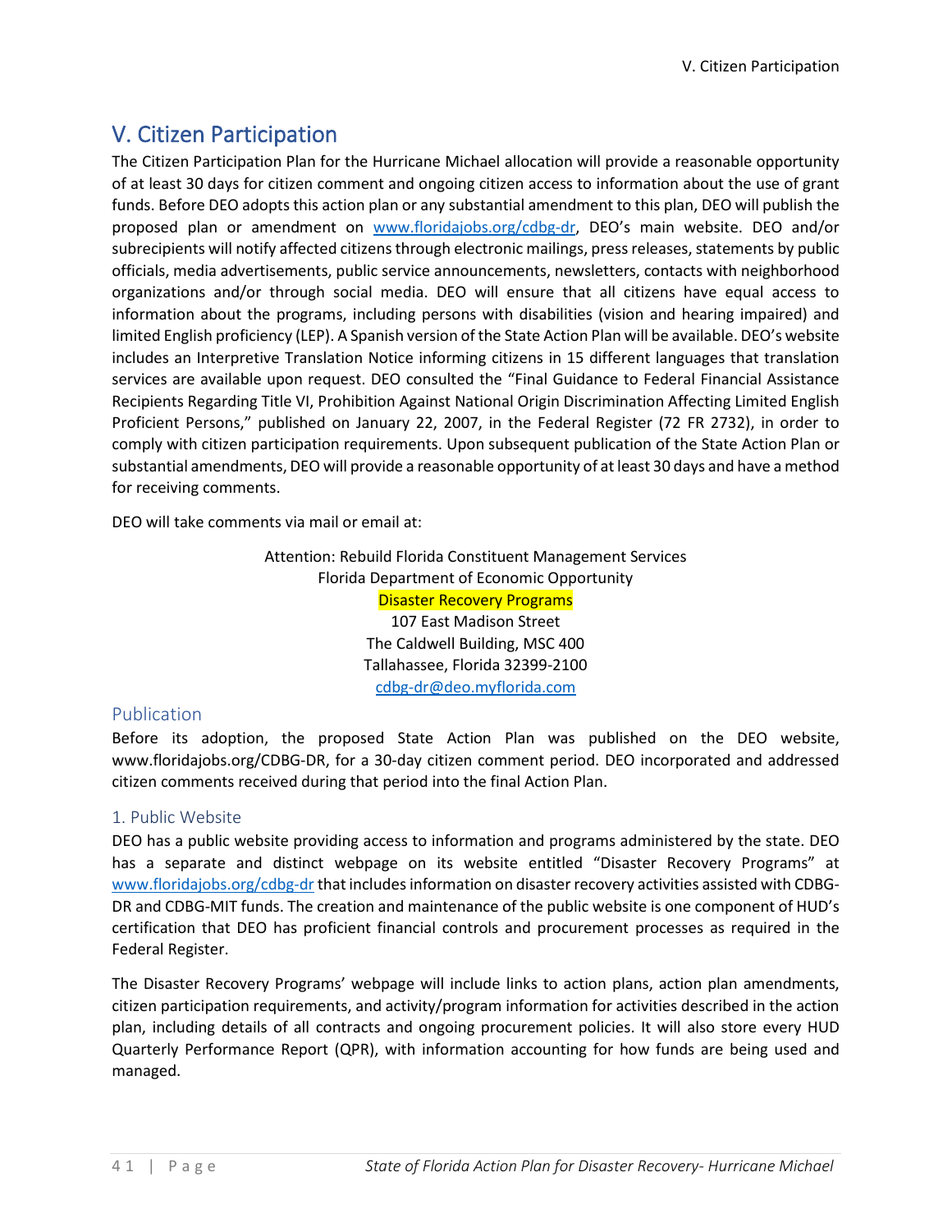# V. Citizen Participation

The Citizen Participation Plan for the Hurricane Michael allocation will provide a reasonable opportunity of at least 30 days for citizen comment and ongoing citizen access to information about the use of grant funds. Before DEO adopts this action plan or any substantial amendment to this plan, DEO will publish the proposed plan or amendment on www.floridajobs.org/cdbg-dr, DEO's main website. DEO and/or subrecipients will notify affected citizens through electronic mailings, press releases, statements by public officials, media advertisements, public service announcements, newsletters, contacts with neighborhood organizations and/or through social media. DEO will ensure that all citizens have equal access to information about the programs, including persons with disabilities (vision and hearing impaired) and limited English proficiency (LEP). A Spanish version of the State Action Plan will be available. DEO's website includes an Interpretive Translation Notice informing citizens in 15 different languages that translation services are available upon request. DEO consulted the "Final Guidance to Federal Financial Assistance Recipients Regarding Title VI, Prohibition Against National Origin Discrimination Affecting Limited English Proficient Persons," published on January 22, 2007, in the Federal Register (72 FR 2732), in order to comply with citizen participation requirements. Upon subsequent publication of the State Action Plan or substantial amendments, DEO will provide a reasonable opportunity of at least 30 days and have a method for receiving comments.

DEO will take comments via mail or email at:

Attention: Rebuild Florida Constituent Management Services
Florida Department of Economic Opportunity
Disaster Recovery Programs
107 East Madison Street
The Caldwell Building, MSC 400
Tallahassee, Florida 32399-2100
cdbg-dr@deo.myflorida.com

## Publication

Before its adoption, the proposed State Action Plan was published on the DEO website, www.floridajobs.org/CDBG-DR, for a 30-day citizen comment period. DEO incorporated and addressed citizen comments received during that period into the final Action Plan.

### 1. Public Website

DEO has a public website providing access to information and programs administered by the state. DEO has a separate and distinct webpage on its website entitled "Disaster Recovery Programs" at www.floridajobs.org/cdbg-dr that includes information on disaster recovery activities assisted with CDBG-DR and CDBG-MIT funds. The creation and maintenance of the public website is one component of HUD's certification that DEO has proficient financial controls and procurement processes as required in the Federal Register.

The Disaster Recovery Programs' webpage will include links to action plans, action plan amendments, citizen participation requirements, and activity/program information for activities described in the action plan, including details of all contracts and ongoing procurement policies. It will also store every HUD Quarterly Performance Report (QPR), with information accounting for how funds are being used and managed.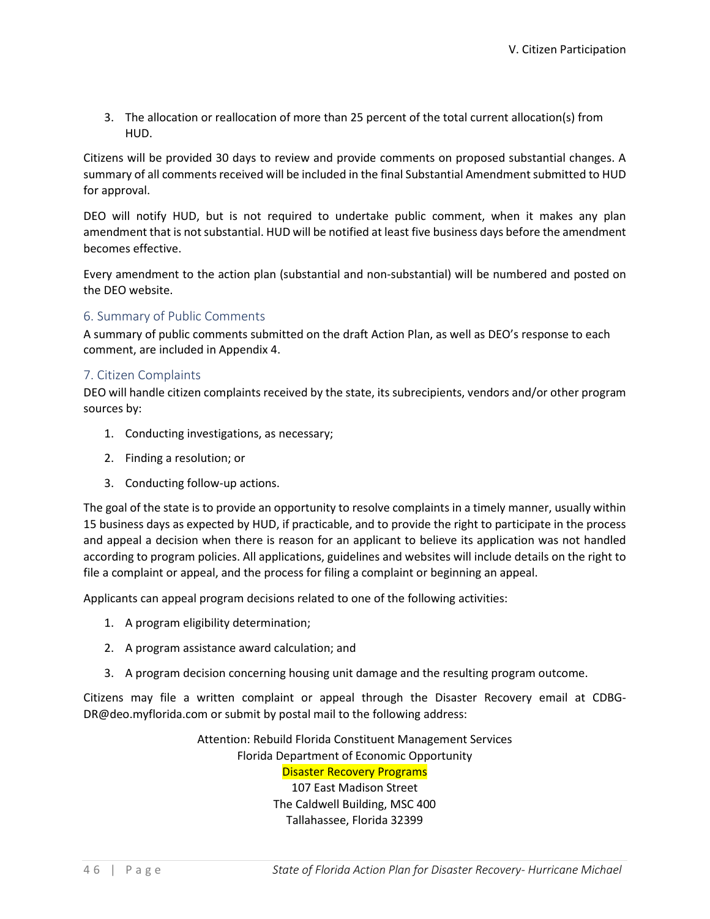3. The allocation or reallocation of more than 25 percent of the total current allocation(s) from HUD.

Citizens will be provided 30 days to review and provide comments on proposed substantial changes. A summary of all comments received will be included in the final Substantial Amendment submitted to HUD for approval.

DEO will notify HUD, but is not required to undertake public comment, when it makes any plan amendment that is not substantial. HUD will be notified at least five business days before the amendment becomes effective.

Every amendment to the action plan (substantial and non-substantial) will be numbered and posted on the DEO website.

### 6. Summary of Public Comments

A summary of public comments submitted on the draft Action Plan, as well as DEO's response to each comment, are included in Appendix 4.

### 7. Citizen Complaints

DEO will handle citizen complaints received by the state, its subrecipients, vendors and/or other program sources by:

1. Conducting investigations, as necessary;
2. Finding a resolution; or
3. Conducting follow-up actions.

The goal of the state is to provide an opportunity to resolve complaints in a timely manner, usually within 15 business days as expected by HUD, if practicable, and to provide the right to participate in the process and appeal a decision when there is reason for an applicant to believe its application was not handled according to program policies. All applications, guidelines and websites will include details on the right to file a complaint or appeal, and the process for filing a complaint or beginning an appeal.

Applicants can appeal program decisions related to one of the following activities:

1. A program eligibility determination;
2. A program assistance award calculation; and
3. A program decision concerning housing unit damage and the resulting program outcome.

Citizens may file a written complaint or appeal through the Disaster Recovery email at CDBG-DR@deo.myflorida.com or submit by postal mail to the following address:

Attention: Rebuild Florida Constituent Management Services
Florida Department of Economic Opportunity
Disaster Recovery Programs
107 East Madison Street
The Caldwell Building, MSC 400
Tallahassee, Florida 32399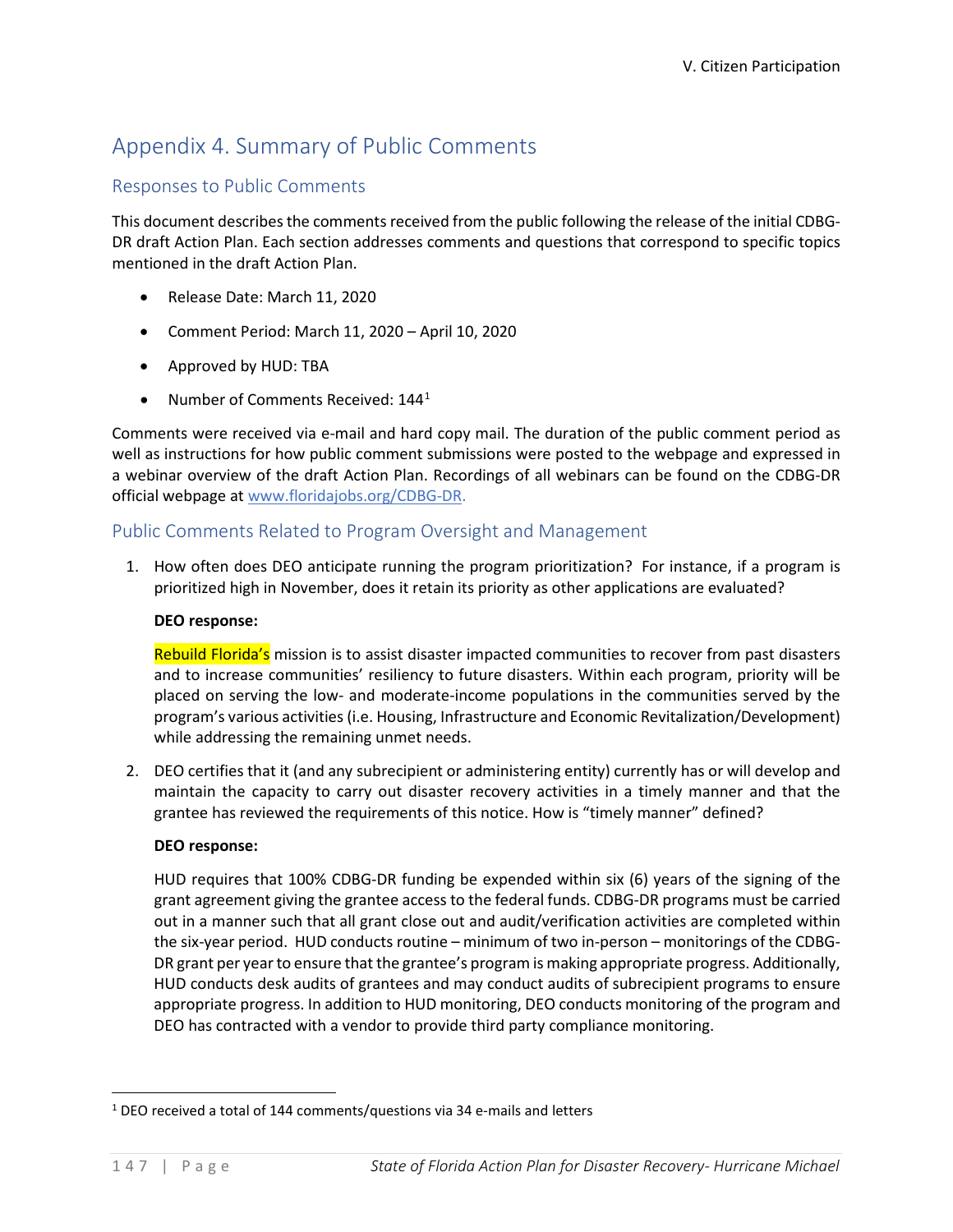# Appendix 4. Summary of Public Comments

## Responses to Public Comments

This document describes the comments received from the public following the release of the initial CDBG-DR draft Action Plan. Each section addresses comments and questions that correspond to specific topics mentioned in the draft Action Plan.

- Release Date: March 11, 2020
- Comment Period: March 11, 2020 – April 10, 2020
- Approved by HUD: TBA
- Number of Comments Received: 144[1]

Comments were received via e-mail and hard copy mail. The duration of the public comment period as well as instructions for how public comment submissions were posted to the webpage and expressed in a webinar overview of the draft Action Plan. Recordings of all webinars can be found on the CDBG-DR official webpage at www.floridajobs.org/CDBG-DR.

## Public Comments Related to Program Oversight and Management

1. How often does DEO anticipate running the program prioritization? For instance, if a program is prioritized high in November, does it retain its priority as other applications are evaluated?

   **DEO response:**

   Rebuild Florida's mission is to assist disaster impacted communities to recover from past disasters and to increase communities' resiliency to future disasters. Within each program, priority will be placed on serving the low- and moderate-income populations in the communities served by the program's various activities (i.e. Housing, Infrastructure and Economic Revitalization/Development) while addressing the remaining unmet needs.

2. DEO certifies that it (and any subrecipient or administering entity) currently has or will develop and maintain the capacity to carry out disaster recovery activities in a timely manner and that the grantee has reviewed the requirements of this notice. How is "timely manner" defined?

   **DEO response:**

   HUD requires that 100% CDBG-DR funding be expended within six (6) years of the signing of the grant agreement giving the grantee access to the federal funds. CDBG-DR programs must be carried out in a manner such that all grant close out and audit/verification activities are completed within the six-year period. HUD conducts routine – minimum of two in-person – monitorings of the CDBG-DR grant per year to ensure that the grantee's program is making appropriate progress. Additionally, HUD conducts desk audits of grantees and may conduct audits of subrecipient programs to ensure appropriate progress. In addition to HUD monitoring, DEO conducts monitoring of the program and DEO has contracted with a vendor to provide third party compliance monitoring.

[1] DEO received a total of 144 comments/questions via 34 e-mails and letters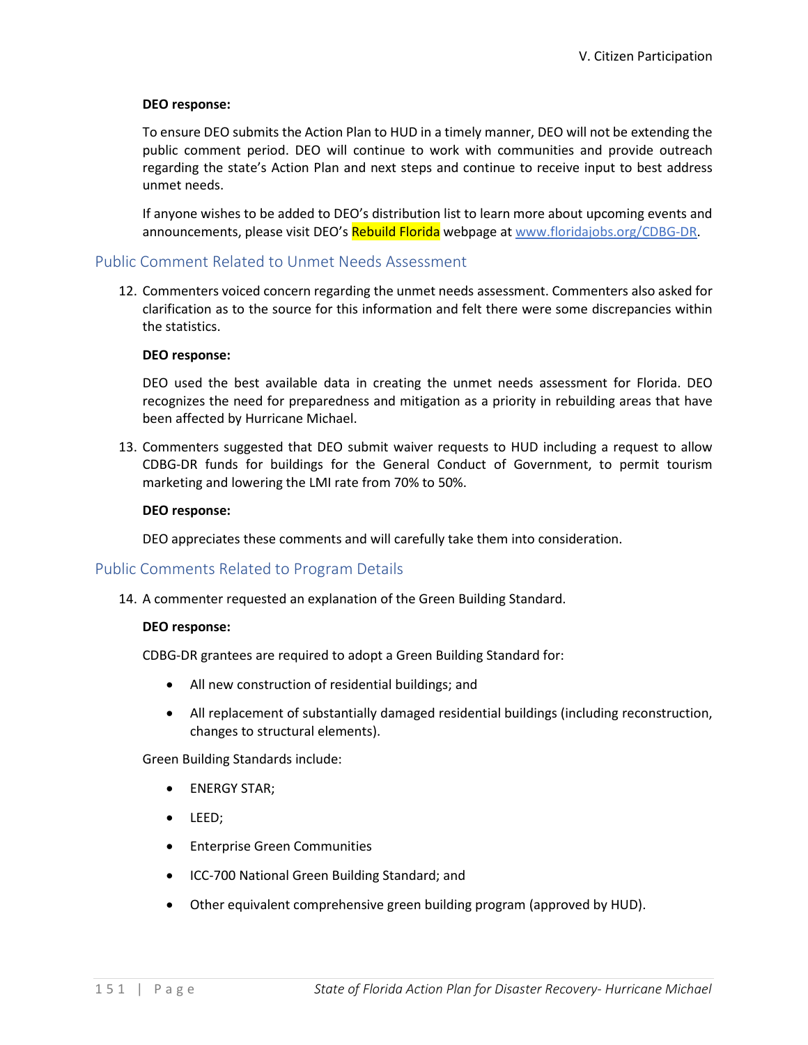**DEO response:**

To ensure DEO submits the Action Plan to HUD in a timely manner, DEO will not be extending the public comment period. DEO will continue to work with communities and provide outreach regarding the state's Action Plan and next steps and continue to receive input to best address unmet needs.

If anyone wishes to be added to DEO's distribution list to learn more about upcoming events and announcements, please visit DEO's Rebuild Florida webpage at www.floridajobs.org/CDBG-DR.

## Public Comment Related to Unmet Needs Assessment

12. Commenters voiced concern regarding the unmet needs assessment. Commenters also asked for clarification as to the source for this information and felt there were some discrepancies within the statistics.

    **DEO response:**

    DEO used the best available data in creating the unmet needs assessment for Florida. DEO recognizes the need for preparedness and mitigation as a priority in rebuilding areas that have been affected by Hurricane Michael.

13. Commenters suggested that DEO submit waiver requests to HUD including a request to allow CDBG-DR funds for buildings for the General Conduct of Government, to permit tourism marketing and lowering the LMI rate from 70% to 50%.

    **DEO response:**

    DEO appreciates these comments and will carefully take them into consideration.

## Public Comments Related to Program Details

14. A commenter requested an explanation of the Green Building Standard.

    **DEO response:**

    CDBG-DR grantees are required to adopt a Green Building Standard for:

    - All new construction of residential buildings; and
    - All replacement of substantially damaged residential buildings (including reconstruction, changes to structural elements).

    Green Building Standards include:

    - ENERGY STAR;
    - LEED;
    - Enterprise Green Communities
    - ICC-700 National Green Building Standard; and
    - Other equivalent comprehensive green building program (approved by HUD).